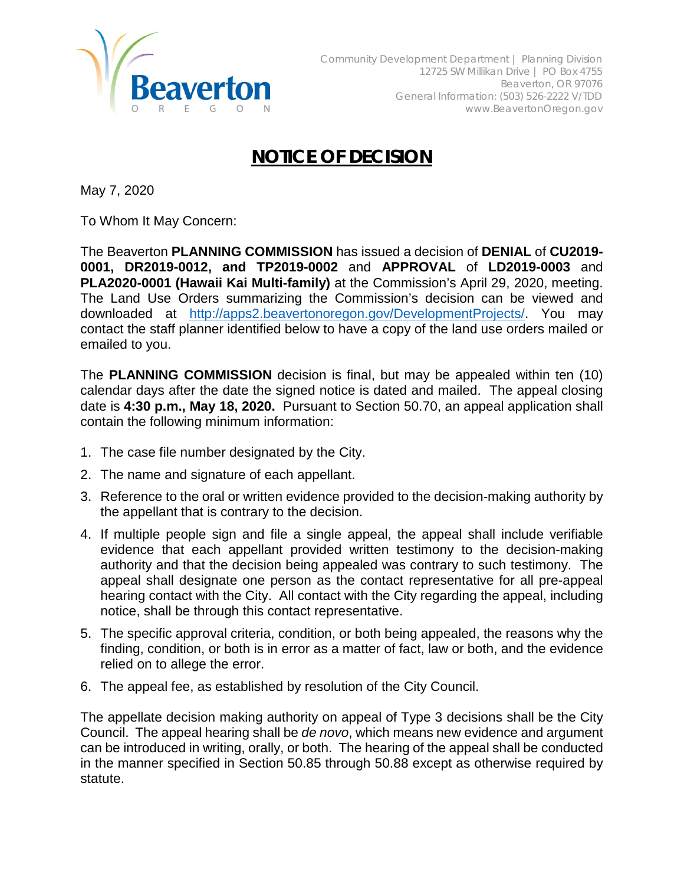Community Development Department | Planning Division
12725 SW Millikan Drive | PO Box 4755
Beaverton, OR 97076
General Information: (503) 526-2222 V/TDD
www.BeavertonOregon.gov

# NOTICE OF DECISION

May 7, 2020

To Whom It May Concern:

The Beaverton **PLANNING COMMISSION** has issued a decision of **DENIAL** of **CU2019-0001, DR2019-0012, and TP2019-0002** and **APPROVAL** of **LD2019-0003** and **PLA2020-0001 (Hawaii Kai Multi-family)** at the Commission's April 29, 2020, meeting. The Land Use Orders summarizing the Commission's decision can be viewed and downloaded at http://apps2.beavertonoregon.gov/DevelopmentProjects/. You may contact the staff planner identified below to have a copy of the land use orders mailed or emailed to you.

The **PLANNING COMMISSION** decision is final, but may be appealed within ten (10) calendar days after the date the signed notice is dated and mailed. The appeal closing date is **4:30 p.m., May 18, 2020.** Pursuant to Section 50.70, an appeal application shall contain the following minimum information:

1. The case file number designated by the City.
2. The name and signature of each appellant.
3. Reference to the oral or written evidence provided to the decision-making authority by the appellant that is contrary to the decision.
4. If multiple people sign and file a single appeal, the appeal shall include verifiable evidence that each appellant provided written testimony to the decision-making authority and that the decision being appealed was contrary to such testimony. The appeal shall designate one person as the contact representative for all pre-appeal hearing contact with the City. All contact with the City regarding the appeal, including notice, shall be through this contact representative.
5. The specific approval criteria, condition, or both being appealed, the reasons why the finding, condition, or both is in error as a matter of fact, law or both, and the evidence relied on to allege the error.
6. The appeal fee, as established by resolution of the City Council.

The appellate decision making authority on appeal of Type 3 decisions shall be the City Council. The appeal hearing shall be *de novo*, which means new evidence and argument can be introduced in writing, orally, or both. The hearing of the appeal shall be conducted in the manner specified in Section 50.85 through 50.88 except as otherwise required by statute.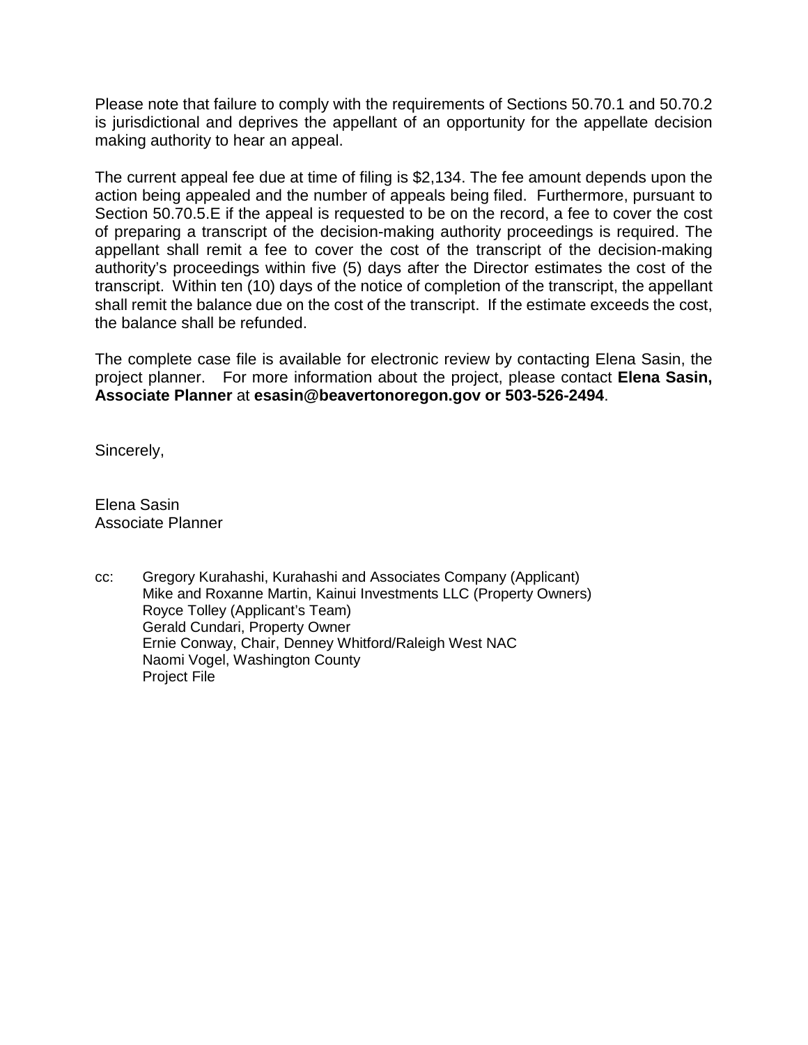Please note that failure to comply with the requirements of Sections 50.70.1 and 50.70.2 is jurisdictional and deprives the appellant of an opportunity for the appellate decision making authority to hear an appeal.

The current appeal fee due at time of filing is $2,134. The fee amount depends upon the action being appealed and the number of appeals being filed. Furthermore, pursuant to Section 50.70.5.E if the appeal is requested to be on the record, a fee to cover the cost of preparing a transcript of the decision-making authority proceedings is required. The appellant shall remit a fee to cover the cost of the transcript of the decision-making authority's proceedings within five (5) days after the Director estimates the cost of the transcript. Within ten (10) days of the notice of completion of the transcript, the appellant shall remit the balance due on the cost of the transcript. If the estimate exceeds the cost, the balance shall be refunded.

The complete case file is available for electronic review by contacting Elena Sasin, the project planner. For more information about the project, please contact **Elena Sasin, Associate Planner** at **esasin@beavertonoregon.gov or 503-526-2494**.

Sincerely,

Elena Sasin
Associate Planner

cc: Gregory Kurahashi, Kurahashi and Associates Company (Applicant)
Mike and Roxanne Martin, Kainui Investments LLC (Property Owners)
Royce Tolley (Applicant's Team)
Gerald Cundari, Property Owner
Ernie Conway, Chair, Denney Whitford/Raleigh West NAC
Naomi Vogel, Washington County
Project File